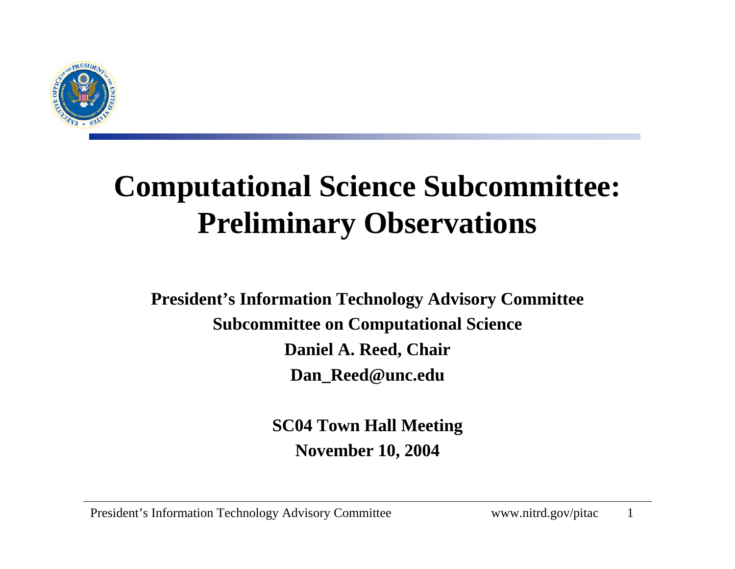# Computational Science Subcommittee: Preliminary Observations

**President's Information Technology Advisory Committee**

**Subcommittee on Computational Science**

**Daniel A. Reed, Chair**

**Dan_Reed@unc.edu**

**SC04 Town Hall Meeting**

**November 10, 2004**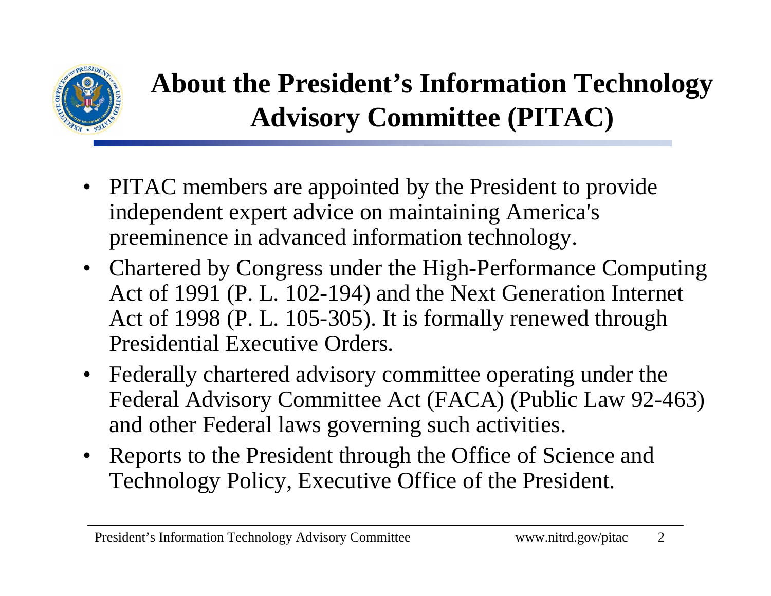# About the President's Information Technology Advisory Committee (PITAC)

- PITAC members are appointed by the President to provide independent expert advice on maintaining America's preeminence in advanced information technology.
- Chartered by Congress under the High-Performance Computing Act of 1991 (P. L. 102-194) and the Next Generation Internet Act of 1998 (P. L. 105-305). It is formally renewed through Presidential Executive Orders.
- Federally chartered advisory committee operating under the Federal Advisory Committee Act (FACA) (Public Law 92-463) and other Federal laws governing such activities.
- Reports to the President through the Office of Science and Technology Policy, Executive Office of the President.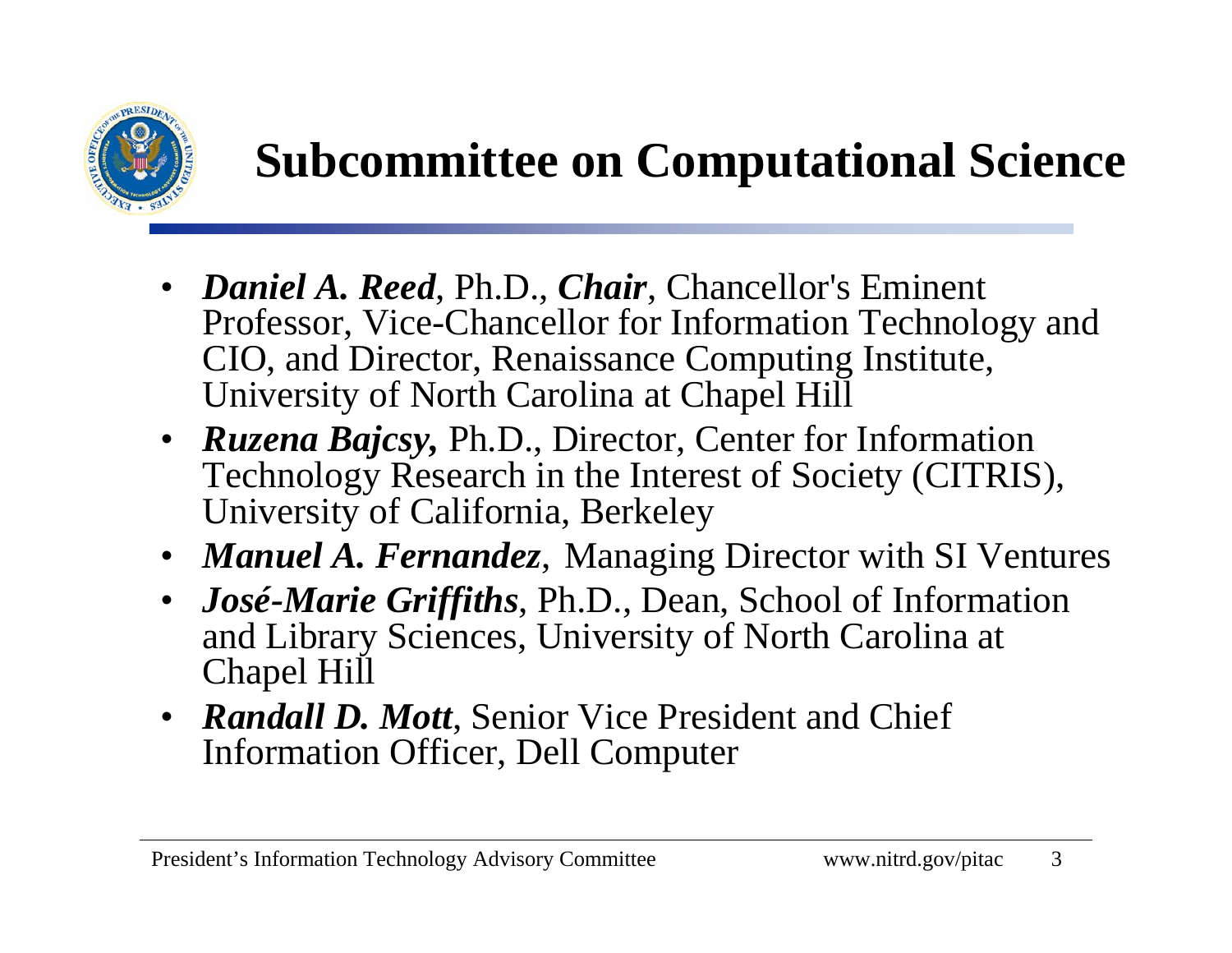# Subcommittee on Computational Science

- ***Daniel A. Reed***, Ph.D., ***Chair***, Chancellor's Eminent Professor, Vice-Chancellor for Information Technology and CIO, and Director, Renaissance Computing Institute, University of North Carolina at Chapel Hill
- ***Ruzena Bajcsy,*** Ph.D., Director, Center for Information Technology Research in the Interest of Society (CITRIS), University of California, Berkeley
- ***Manuel A. Fernandez***, Managing Director with SI Ventures
- ***José-Marie Griffiths***, Ph.D., Dean, School of Information and Library Sciences, University of North Carolina at Chapel Hill
- ***Randall D. Mott***, Senior Vice President and Chief Information Officer, Dell Computer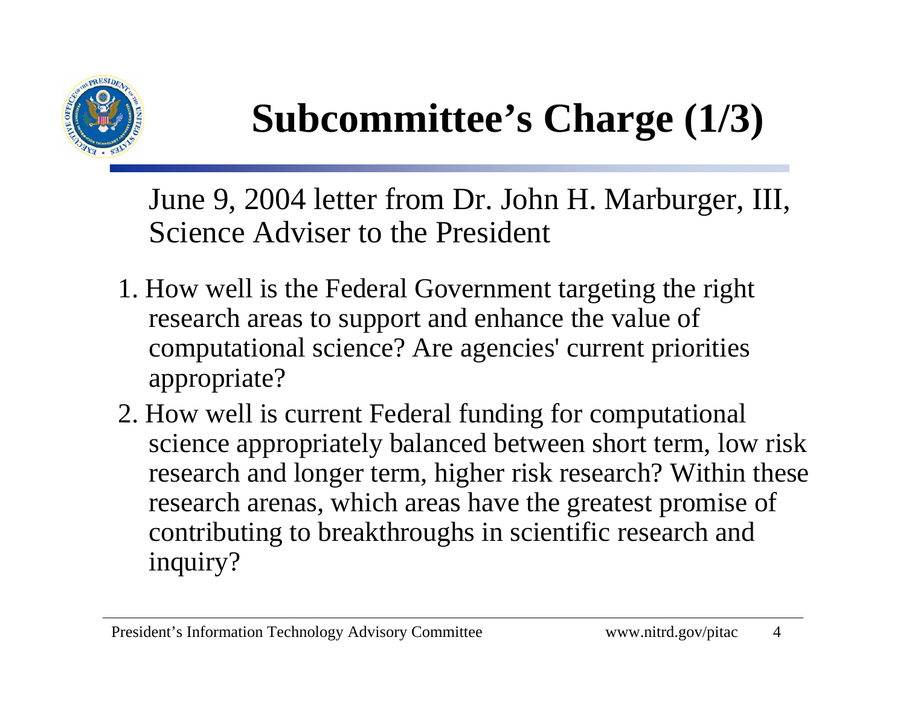# Subcommittee's Charge (1/3)

June 9, 2004 letter from Dr. John H. Marburger, III, Science Adviser to the President

1. How well is the Federal Government targeting the right research areas to support and enhance the value of computational science? Are agencies' current priorities appropriate?
2. How well is current Federal funding for computational science appropriately balanced between short term, low risk research and longer term, higher risk research? Within these research arenas, which areas have the greatest promise of contributing to breakthroughs in scientific research and inquiry?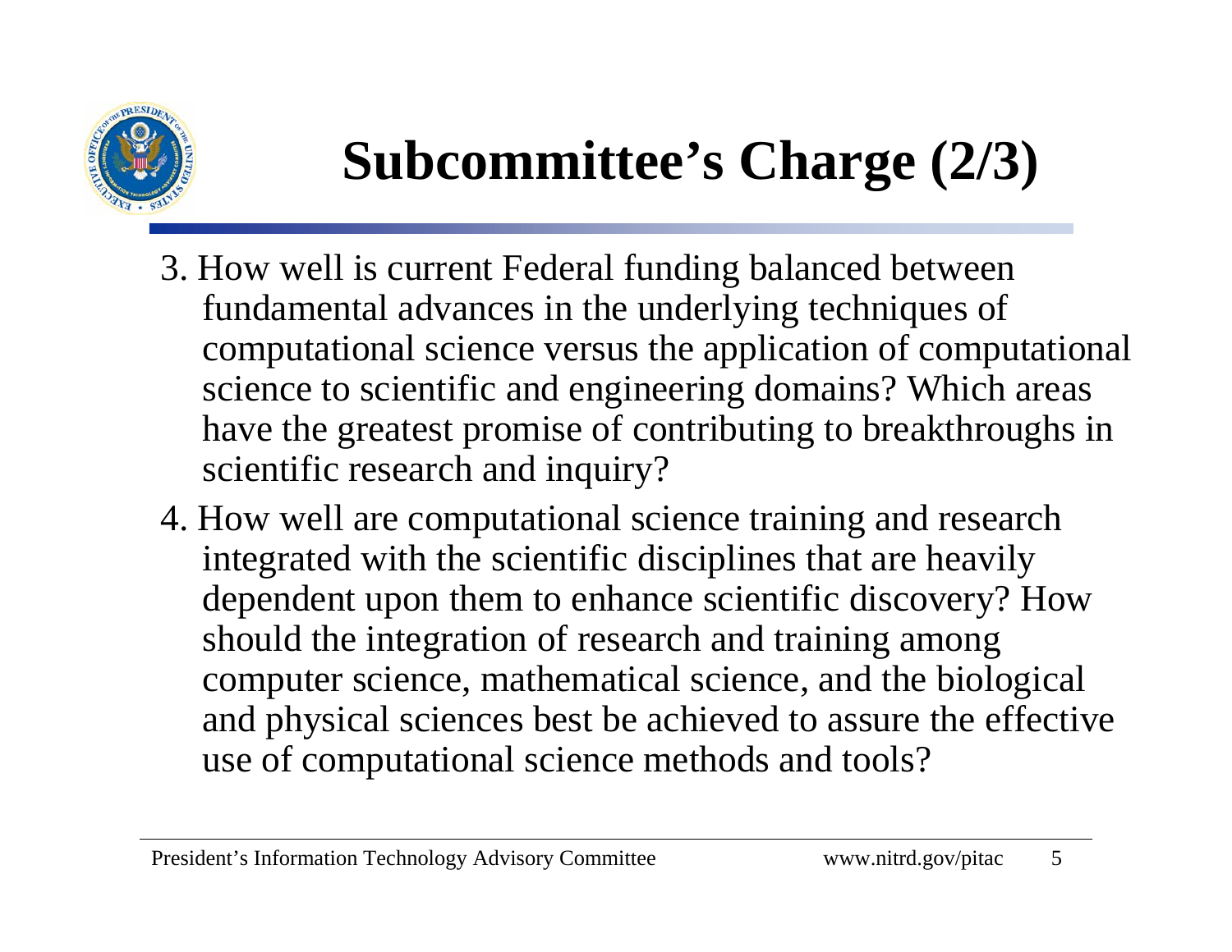# Subcommittee's Charge (2/3)

3. How well is current Federal funding balanced between fundamental advances in the underlying techniques of computational science versus the application of computational science to scientific and engineering domains? Which areas have the greatest promise of contributing to breakthroughs in scientific research and inquiry?
4. How well are computational science training and research integrated with the scientific disciplines that are heavily dependent upon them to enhance scientific discovery? How should the integration of research and training among computer science, mathematical science, and the biological and physical sciences best be achieved to assure the effective use of computational science methods and tools?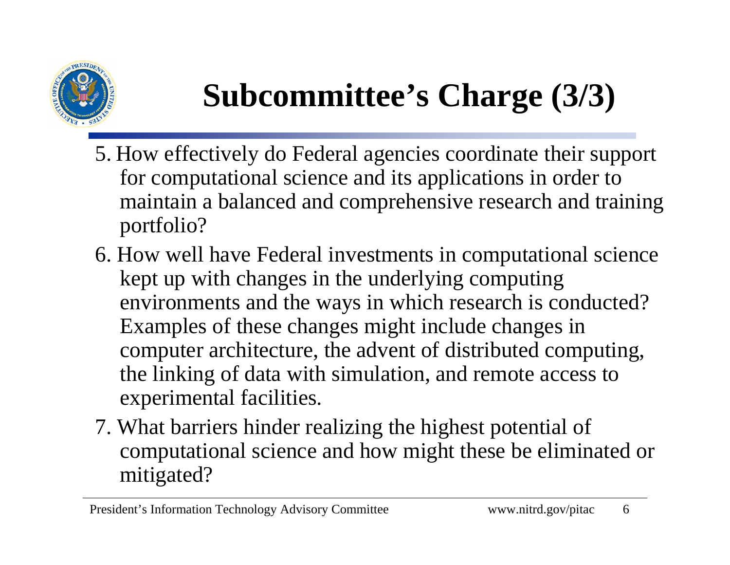# Subcommittee's Charge (3/3)

5. How effectively do Federal agencies coordinate their support for computational science and its applications in order to maintain a balanced and comprehensive research and training portfolio?
6. How well have Federal investments in computational science kept up with changes in the underlying computing environments and the ways in which research is conducted? Examples of these changes might include changes in computer architecture, the advent of distributed computing, the linking of data with simulation, and remote access to experimental facilities.
7. What barriers hinder realizing the highest potential of computational science and how might these be eliminated or mitigated?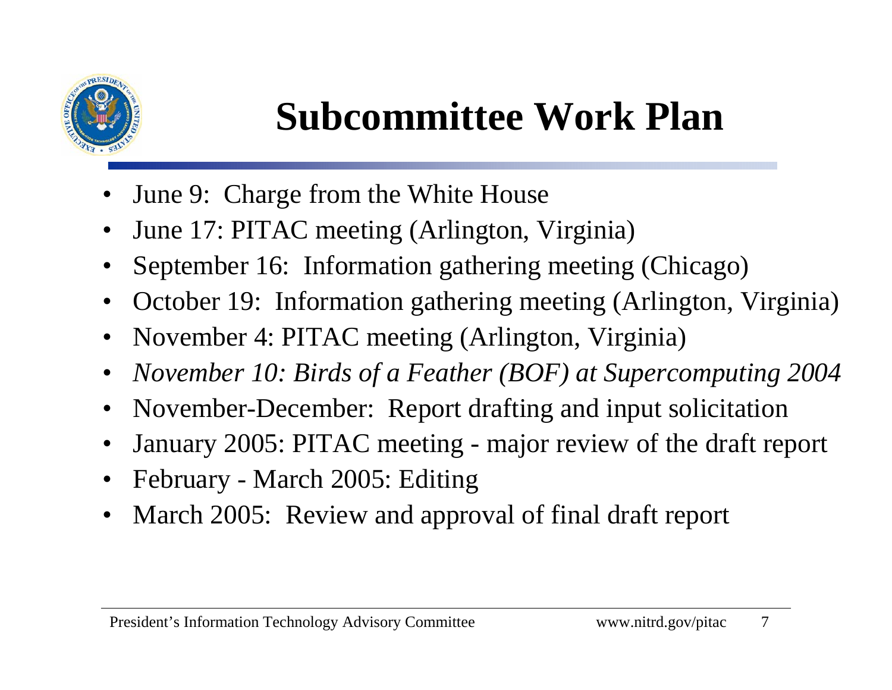# Subcommittee Work Plan

- June 9: Charge from the White House
- June 17: PITAC meeting (Arlington, Virginia)
- September 16: Information gathering meeting (Chicago)
- October 19: Information gathering meeting (Arlington, Virginia)
- November 4: PITAC meeting (Arlington, Virginia)
- *November 10: Birds of a Feather (BOF) at Supercomputing 2004*
- November-December: Report drafting and input solicitation
- January 2005: PITAC meeting - major review of the draft report
- February - March 2005: Editing
- March 2005: Review and approval of final draft report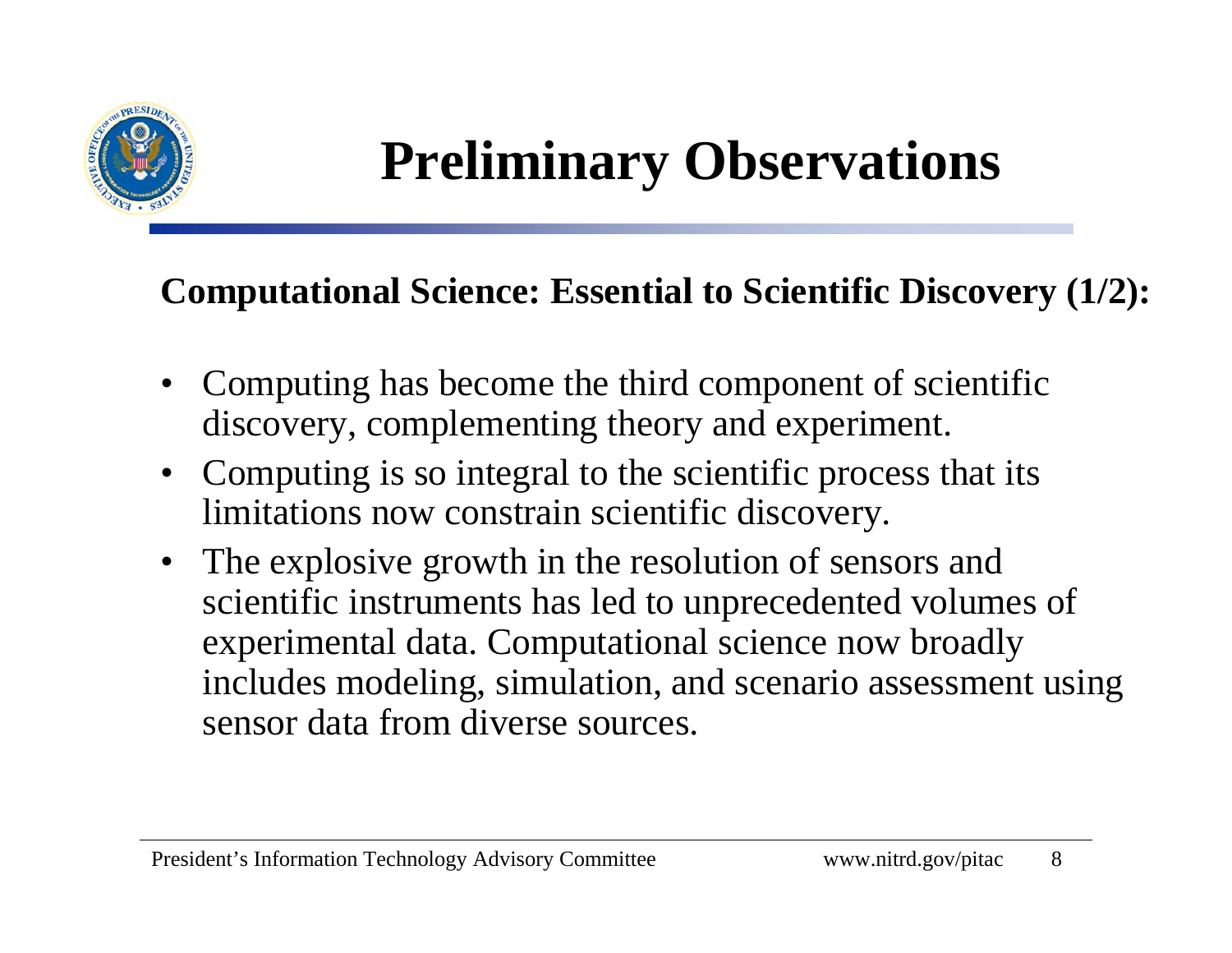# Preliminary Observations

**Computational Science: Essential to Scientific Discovery (1/2):**

- Computing has become the third component of scientific discovery, complementing theory and experiment.
- Computing is so integral to the scientific process that its limitations now constrain scientific discovery.
- The explosive growth in the resolution of sensors and scientific instruments has led to unprecedented volumes of experimental data. Computational science now broadly includes modeling, simulation, and scenario assessment using sensor data from diverse sources.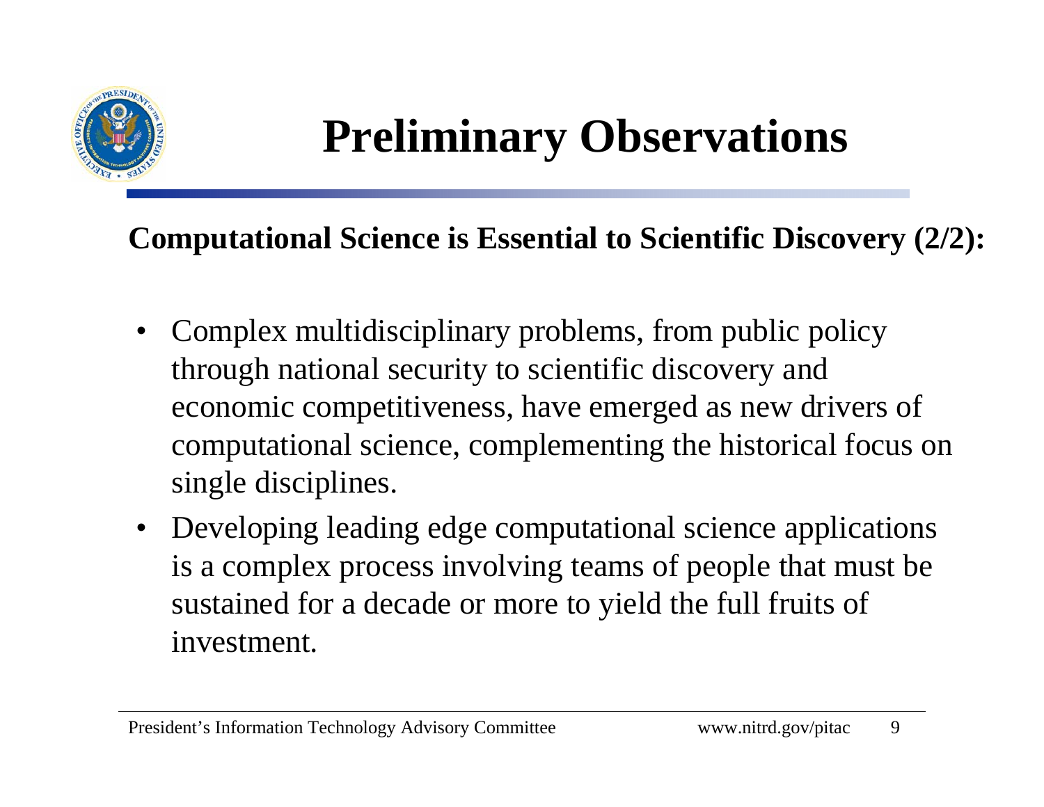# Preliminary Observations

**Computational Science is Essential to Scientific Discovery (2/2):**

- Complex multidisciplinary problems, from public policy through national security to scientific discovery and economic competitiveness, have emerged as new drivers of computational science, complementing the historical focus on single disciplines.
- Developing leading edge computational science applications is a complex process involving teams of people that must be sustained for a decade or more to yield the full fruits of investment.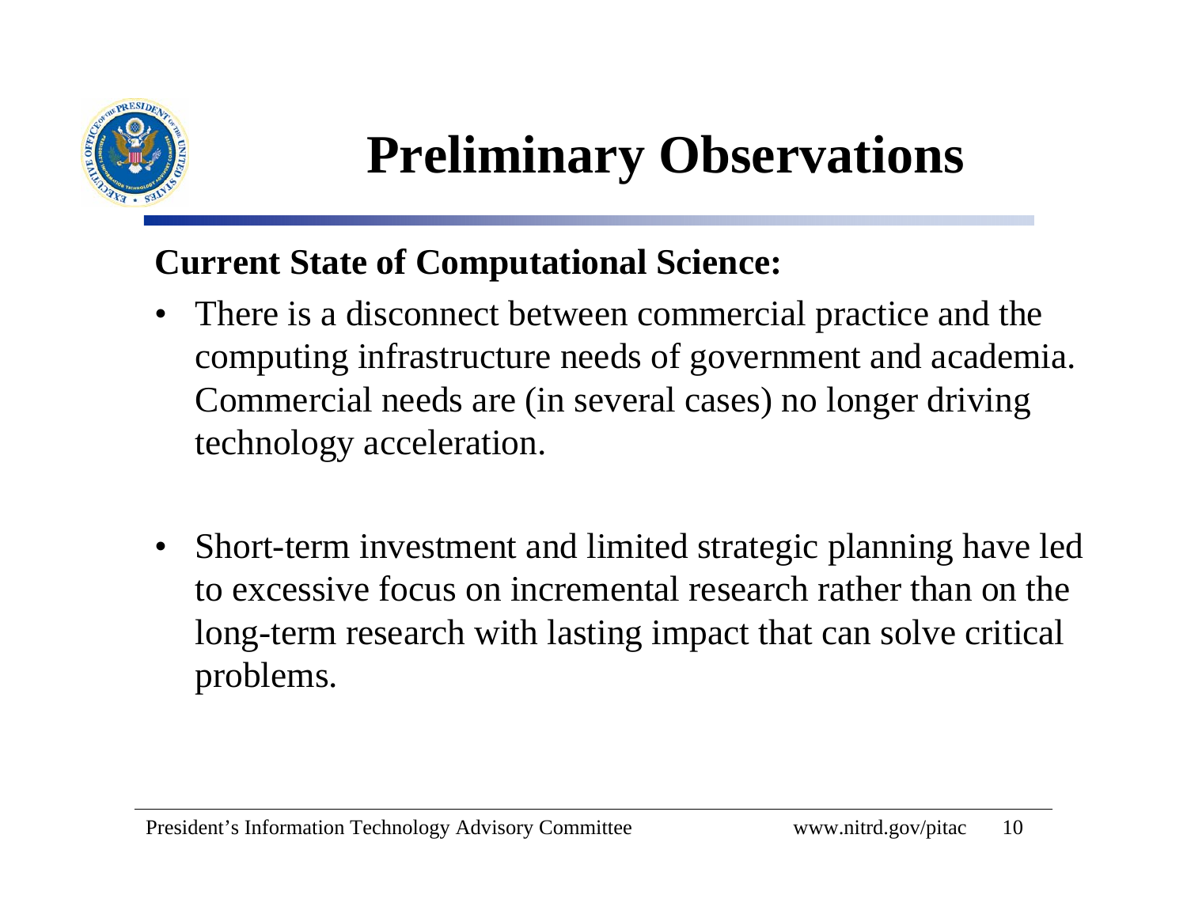# Preliminary Observations

**Current State of Computational Science:**

- There is a disconnect between commercial practice and the computing infrastructure needs of government and academia. Commercial needs are (in several cases) no longer driving technology acceleration.
- Short-term investment and limited strategic planning have led to excessive focus on incremental research rather than on the long-term research with lasting impact that can solve critical problems.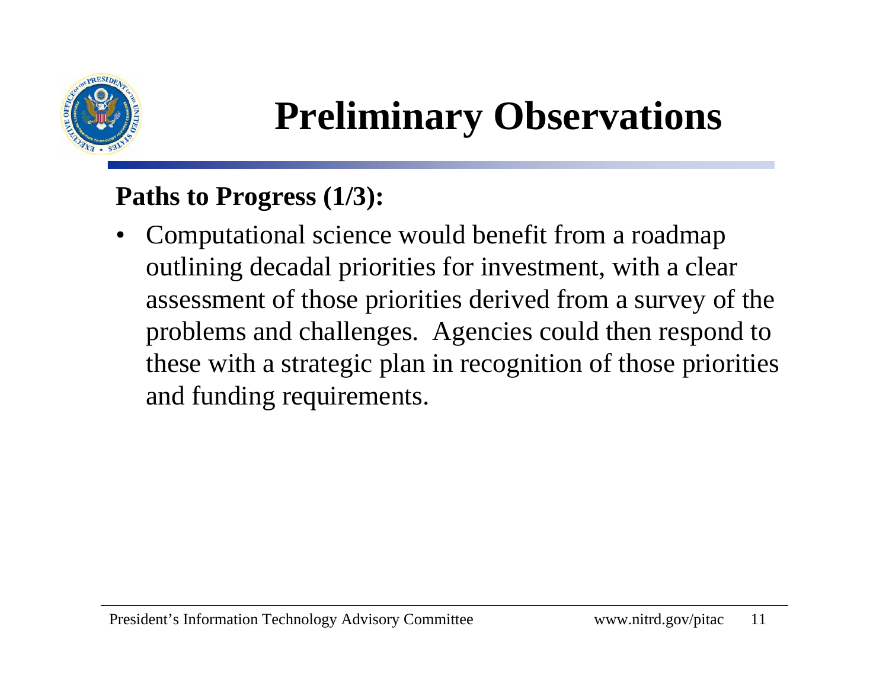# Preliminary Observations

**Paths to Progress (1/3):**

- Computational science would benefit from a roadmap outlining decadal priorities for investment, with a clear assessment of those priorities derived from a survey of the problems and challenges. Agencies could then respond to these with a strategic plan in recognition of those priorities and funding requirements.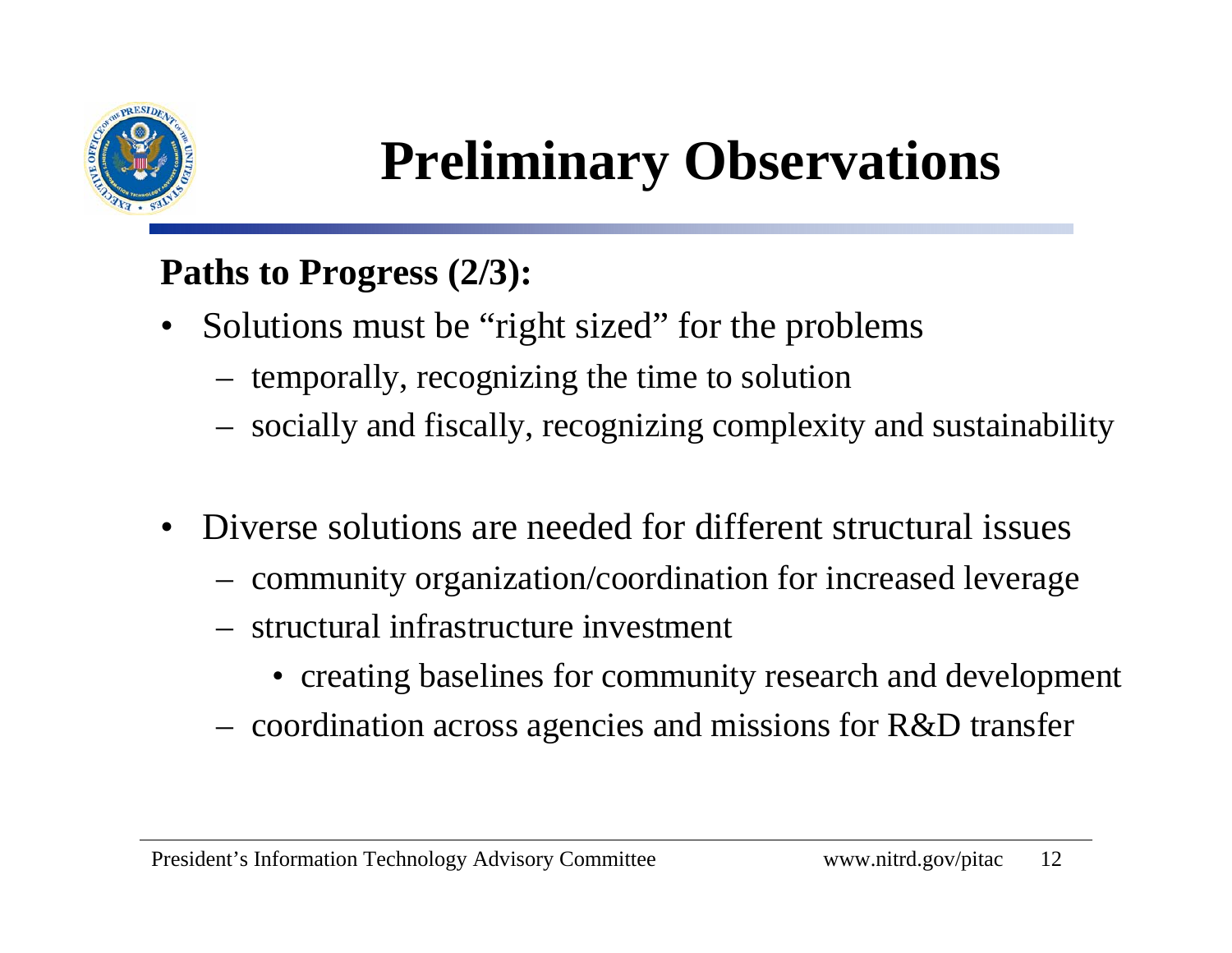# Preliminary Observations

**Paths to Progress (2/3):**

- Solutions must be "right sized" for the problems
  - temporally, recognizing the time to solution
  - socially and fiscally, recognizing complexity and sustainability

- Diverse solutions are needed for different structural issues
  - community organization/coordination for increased leverage
  - structural infrastructure investment
    - creating baselines for community research and development
  - coordination across agencies and missions for R&D transfer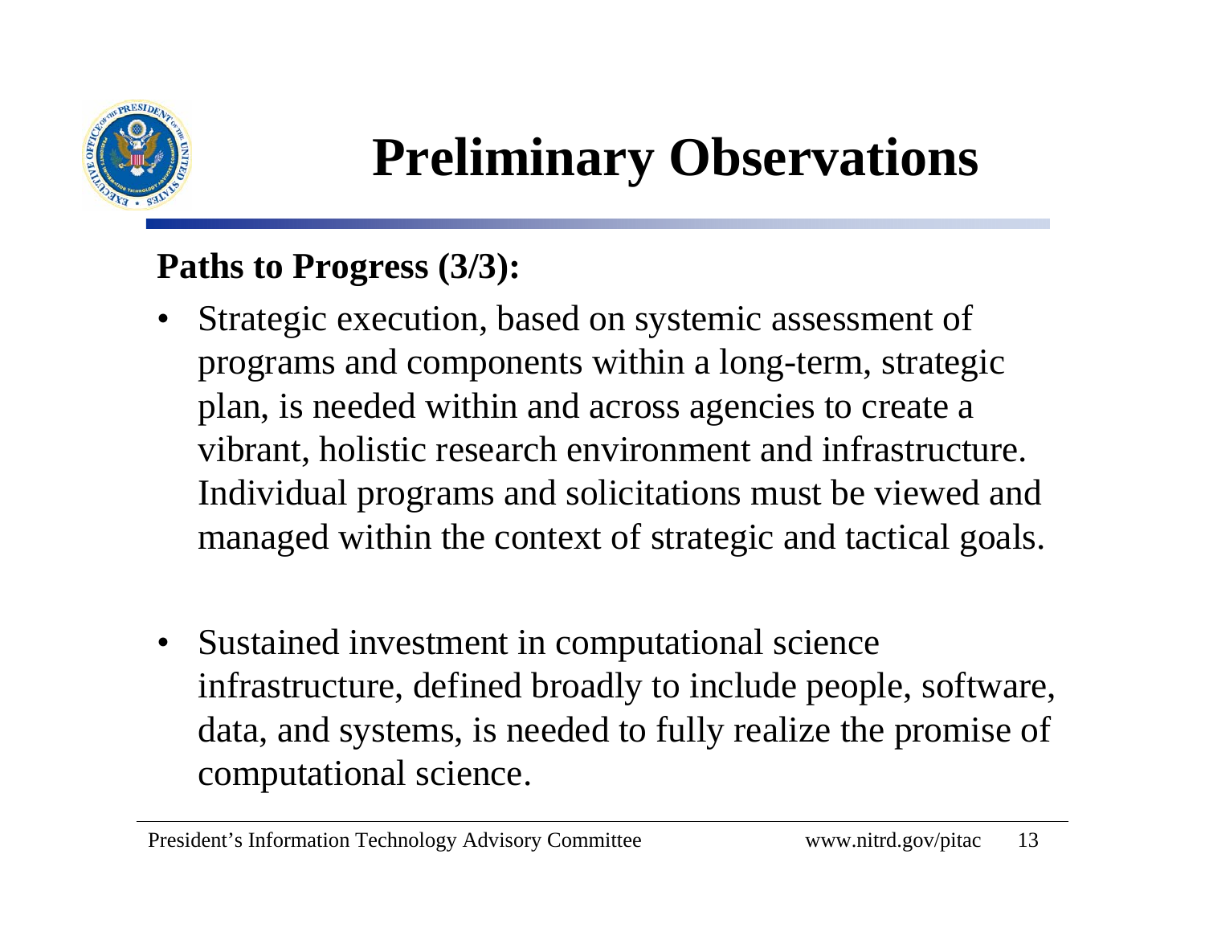# Preliminary Observations

**Paths to Progress (3/3):**

- Strategic execution, based on systemic assessment of programs and components within a long-term, strategic plan, is needed within and across agencies to create a vibrant, holistic research environment and infrastructure. Individual programs and solicitations must be viewed and managed within the context of strategic and tactical goals.

- Sustained investment in computational science infrastructure, defined broadly to include people, software, data, and systems, is needed to fully realize the promise of computational science.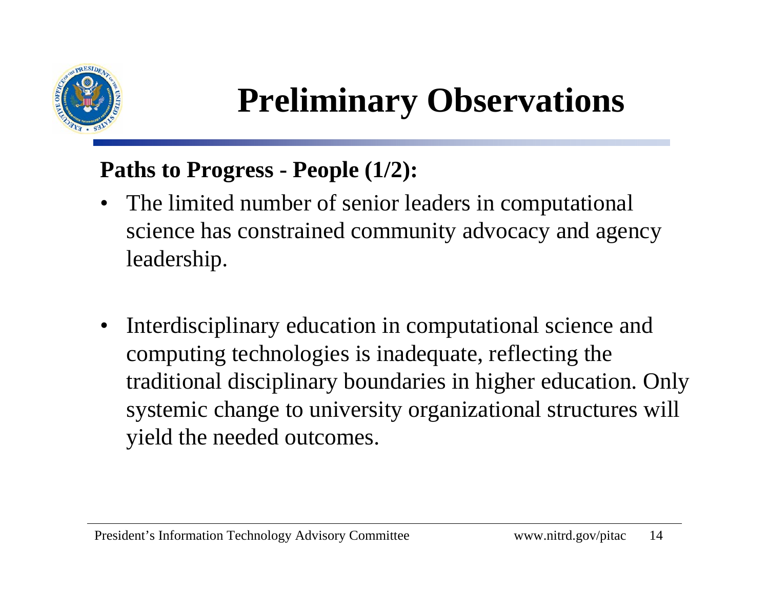# Preliminary Observations

**Paths to Progress - People (1/2):**

- The limited number of senior leaders in computational science has constrained community advocacy and agency leadership.

- Interdisciplinary education in computational science and computing technologies is inadequate, reflecting the traditional disciplinary boundaries in higher education. Only systemic change to university organizational structures will yield the needed outcomes.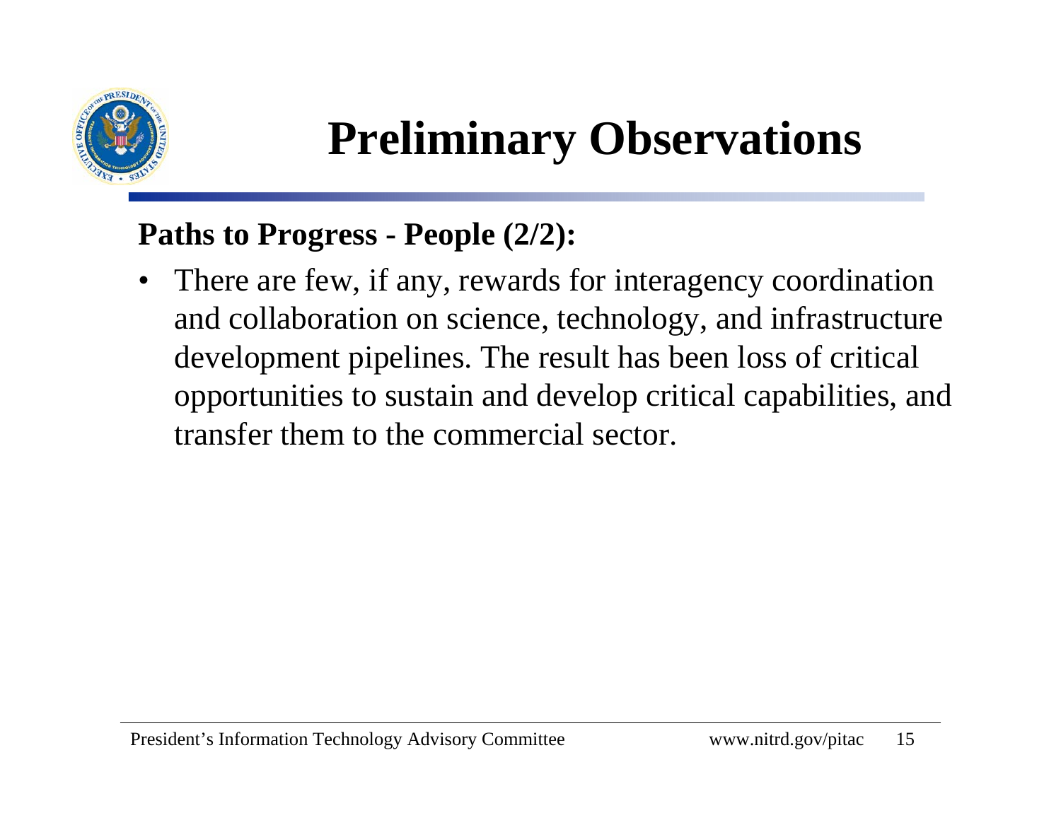# Preliminary Observations

**Paths to Progress - People (2/2):**

- There are few, if any, rewards for interagency coordination and collaboration on science, technology, and infrastructure development pipelines. The result has been loss of critical opportunities to sustain and develop critical capabilities, and transfer them to the commercial sector.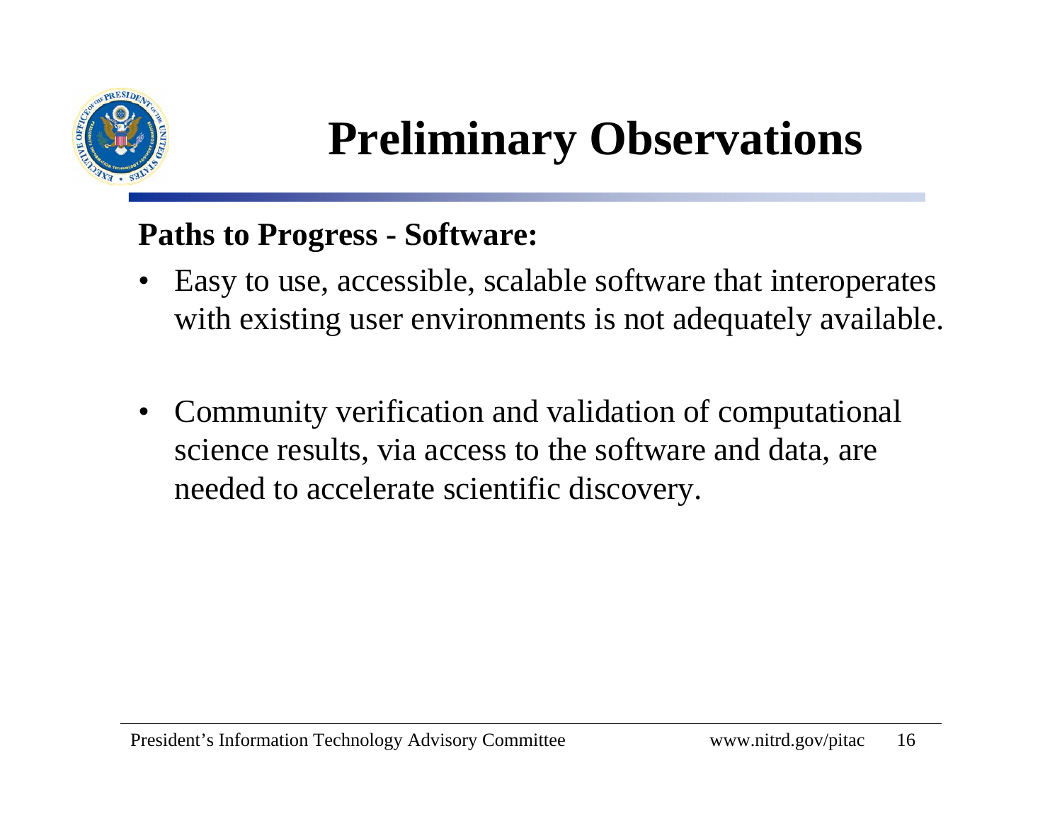# Preliminary Observations

**Paths to Progress - Software:**

- Easy to use, accessible, scalable software that interoperates with existing user environments is not adequately available.
- Community verification and validation of computational science results, via access to the software and data, are needed to accelerate scientific discovery.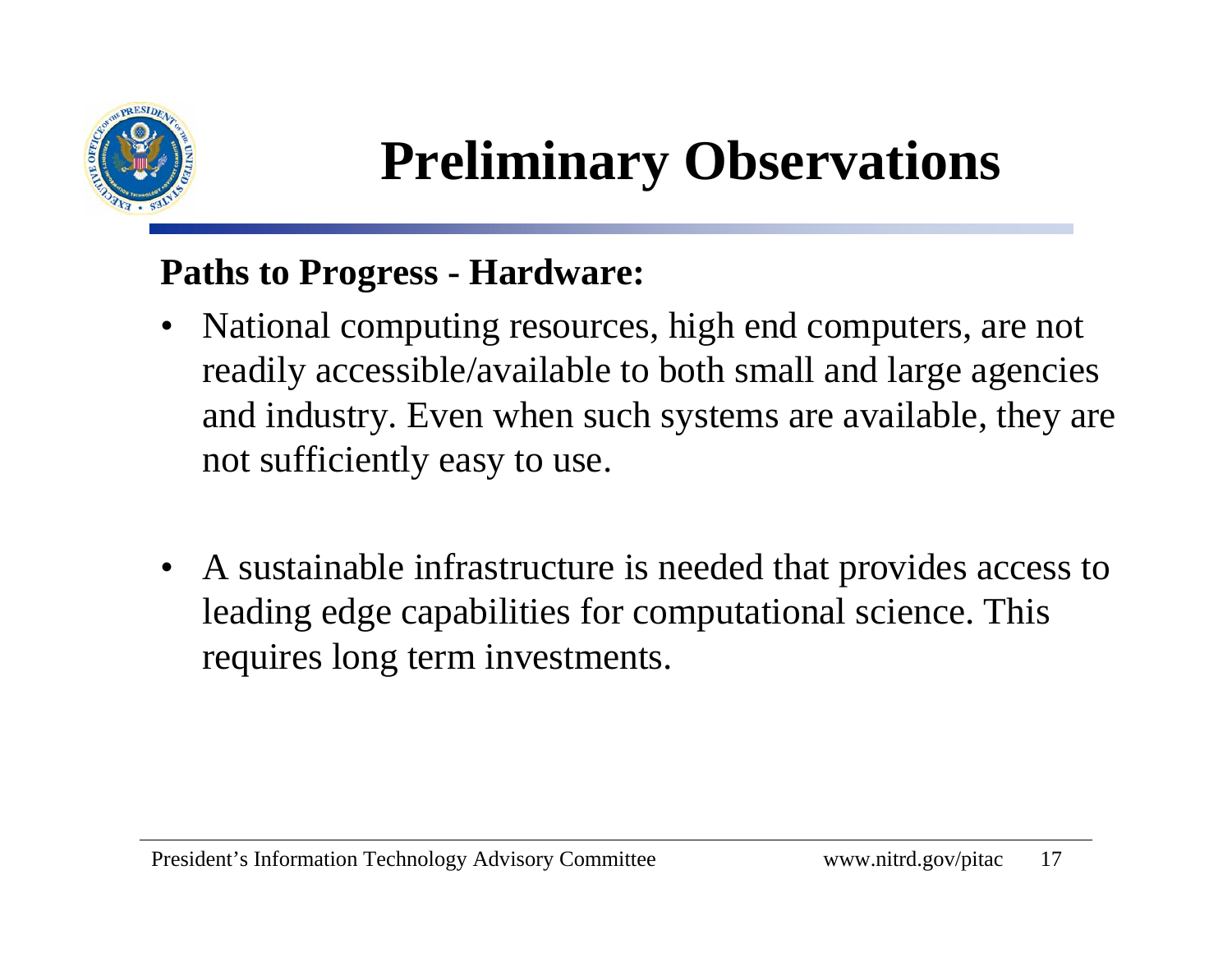# Preliminary Observations

**Paths to Progress - Hardware:**

- National computing resources, high end computers, are not readily accessible/available to both small and large agencies and industry. Even when such systems are available, they are not sufficiently easy to use.

- A sustainable infrastructure is needed that provides access to leading edge capabilities for computational science. This requires long term investments.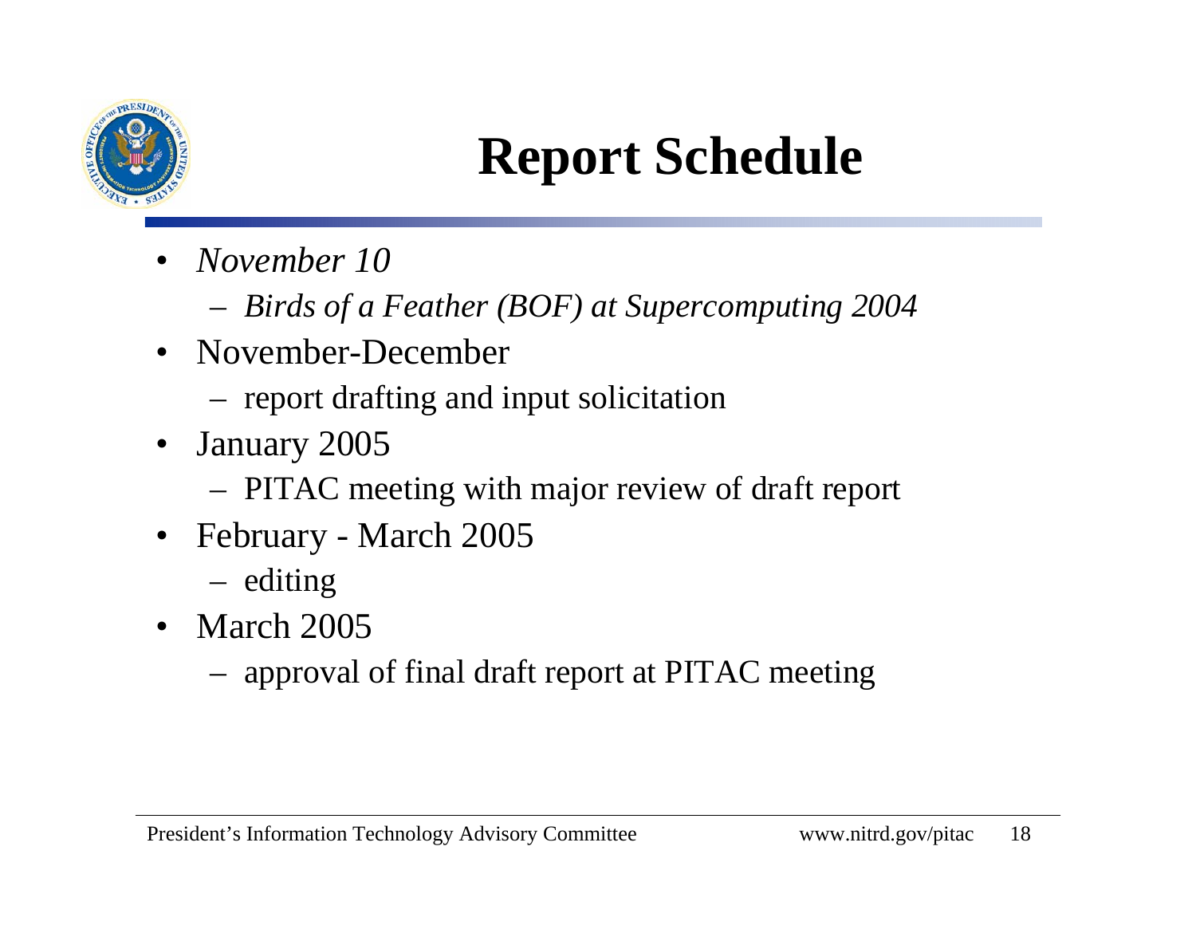# Report Schedule

- *November 10*
  - *Birds of a Feather (BOF) at Supercomputing 2004*
- November-December
  - report drafting and input solicitation
- January 2005
  - PITAC meeting with major review of draft report
- February - March 2005
  - editing
- March 2005
  - approval of final draft report at PITAC meeting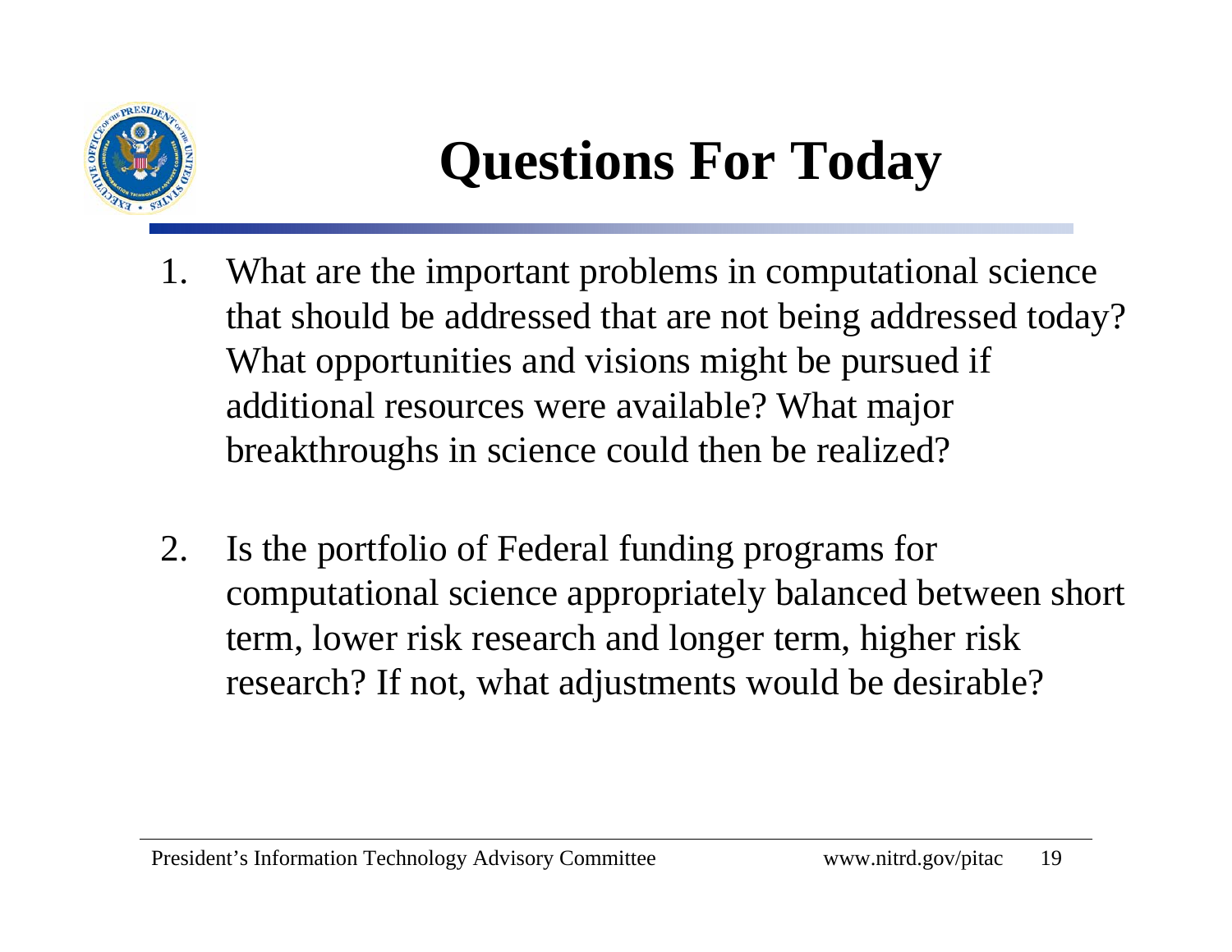# Questions For Today

1. What are the important problems in computational science that should be addressed that are not being addressed today? What opportunities and visions might be pursued if additional resources were available? What major breakthroughs in science could then be realized?

2. Is the portfolio of Federal funding programs for computational science appropriately balanced between short term, lower risk research and longer term, higher risk research? If not, what adjustments would be desirable?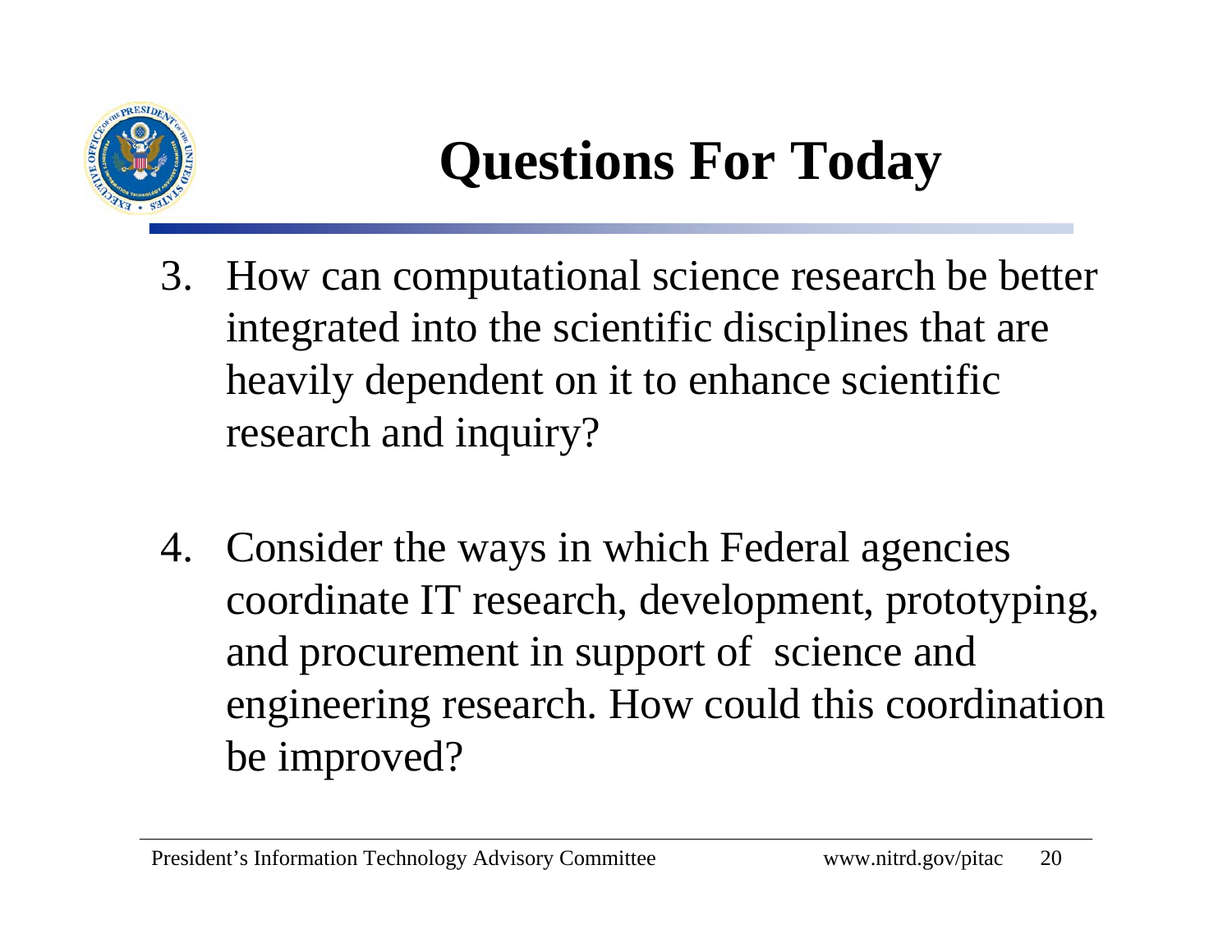# Questions For Today

3. How can computational science research be better integrated into the scientific disciplines that are heavily dependent on it to enhance scientific research and inquiry?

4. Consider the ways in which Federal agencies coordinate IT research, development, prototyping, and procurement in support of science and engineering research. How could this coordination be improved?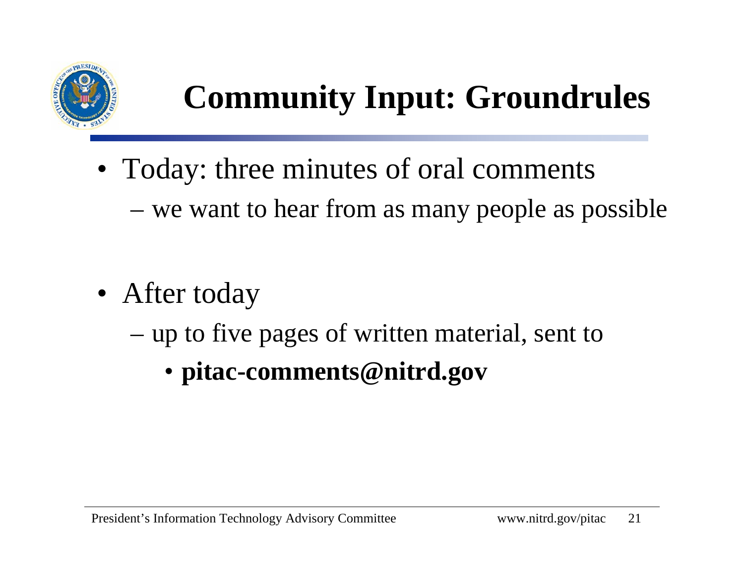# Community Input: Groundrules

- Today: three minutes of oral comments
  - we want to hear from as many people as possible
- After today
  - up to five pages of written material, sent to
    - **pitac-comments@nitrd.gov**